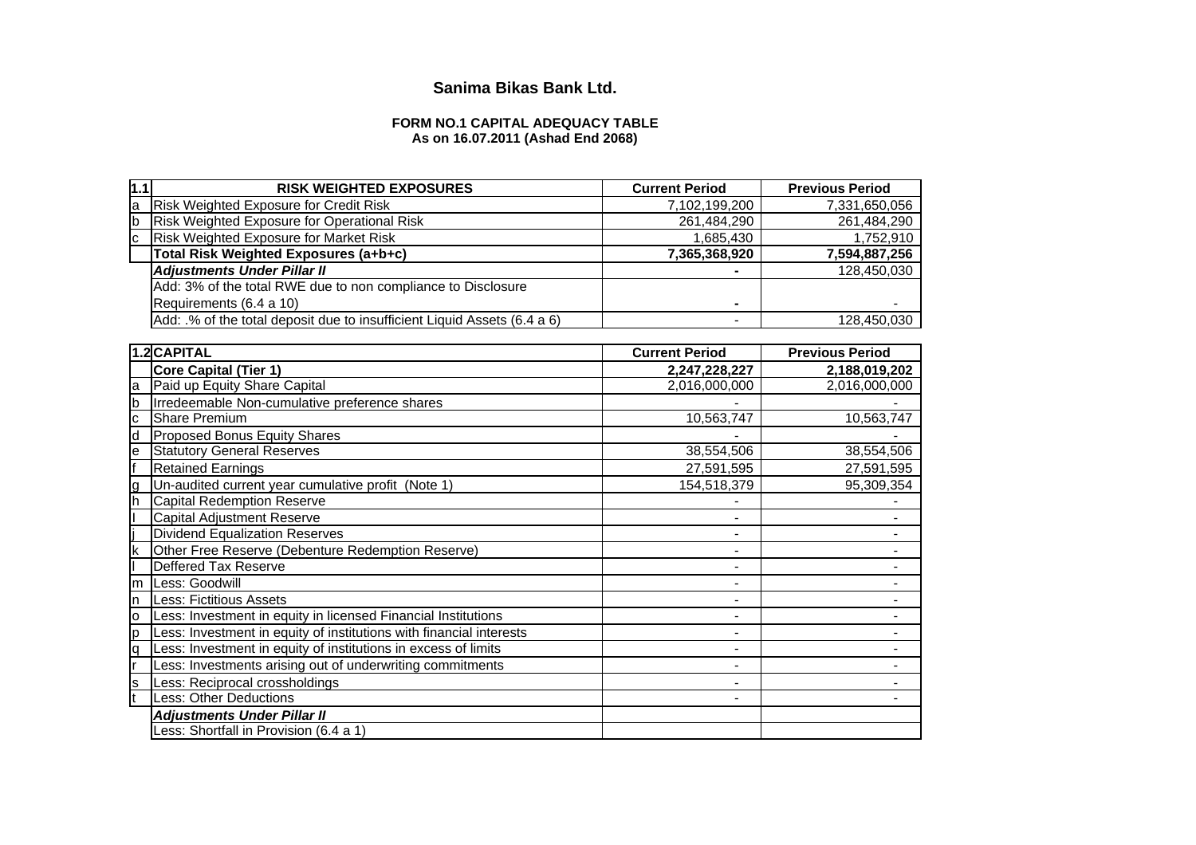## Sanima Bikas Bank Ltd.

### FORM NO.1 CAPITAL ADEQUACY TABLE
### As on 16.07.2011 (Ashad End 2068)

| 1.1 | RISK WEIGHTED EXPOSURES | Current Period | Previous Period |
|---|---|---|---|
| a | Risk Weighted Exposure for Credit Risk | 7,102,199,200 | 7,331,650,056 |
| b | Risk Weighted Exposure for Operational Risk | 261,484,290 | 261,484,290 |
| c | Risk Weighted Exposure for Market Risk | 1,685,430 | 1,752,910 |
| | **Total Risk Weighted Exposures (a+b+c)** | **7,365,368,920** | **7,594,887,256** |
| | ***Adjustments Under Pillar II*** | **-** | 128,450,030 |
| | Add: 3% of the total RWE due to non compliance to Disclosure Requirements (6.4 a 10) | **-** | - |
| | Add: .% of the total deposit due to insufficient Liquid Assets (6.4 a 6) | - | 128,450,030 |

| 1.2 | CAPITAL | Current Period | Previous Period |
|---|---|---|---|
| | **Core Capital (Tier 1)** | **2,247,228,227** | **2,188,019,202** |
| a | Paid up Equity Share Capital | 2,016,000,000 | 2,016,000,000 |
| b | Irredeemable Non-cumulative preference shares | - | - |
| c | Share Premium | 10,563,747 | 10,563,747 |
| d | Proposed Bonus Equity Shares | - | - |
| e | Statutory General Reserves | 38,554,506 | 38,554,506 |
| f | Retained Earnings | 27,591,595 | 27,591,595 |
| g | Un-audited current year cumulative profit (Note 1) | 154,518,379 | 95,309,354 |
| h | Capital Redemption Reserve | - | - |
| I | Capital Adjustment Reserve | - | - |
| j | Dividend Equalization Reserves | - | - |
| k | Other Free Reserve (Debenture Redemption Reserve) | - | - |
| l | Deffered Tax Reserve | - | - |
| m | Less: Goodwill | - | - |
| n | Less: Fictitious Assets | - | - |
| o | Less: Investment in equity in licensed Financial Institutions | - | - |
| p | Less: Investment in equity of institutions with financial interests | - | - |
| q | Less: Investment in equity of institutions in excess of limits | - | - |
| r | Less: Investments arising out of underwriting commitments | - | - |
| s | Less: Reciprocal crossholdings | - | - |
| t | Less: Other Deductions | - | - |
| | ***Adjustments Under Pillar II*** | | |
| | Less: Shortfall in Provision (6.4 a 1) | | |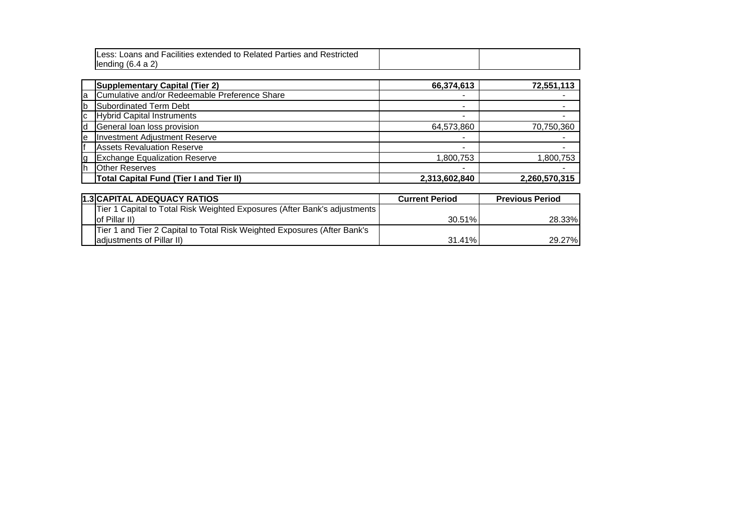| | | | |
|---|---|---|---|
| | Less: Loans and Facilities extended to Related Parties and Restricted lending (6.4 a 2) | | |

| | Supplementary Capital (Tier 2) | 66,374,613 | 72,551,113 |
|---|---|---|---|
| a | Cumulative and/or Redeemable Preference Share | - | - |
| b | Subordinated Term Debt | - | - |
| c | Hybrid Capital Instruments | - | - |
| d | General loan loss provision | 64,573,860 | 70,750,360 |
| e | Investment Adjustment Reserve | - | - |
| f | Assets Revaluation Reserve | - | - |
| g | Exchange Equalization Reserve | 1,800,753 | 1,800,753 |
| h | Other Reserves | - | - |
| | **Total Capital Fund (Tier I and Tier II)** | **2,313,602,840** | **2,260,570,315** |

| 1.3 | CAPITAL ADEQUACY RATIOS | Current Period | Previous Period |
|---|---|---|---|
| | Tier 1 Capital to Total Risk Weighted Exposures (After Bank's adjustments of Pillar II) | 30.51% | 28.33% |
| | Tier 1 and Tier 2 Capital to Total Risk Weighted Exposures (After Bank's adjustments of Pillar II) | 31.41% | 29.27% |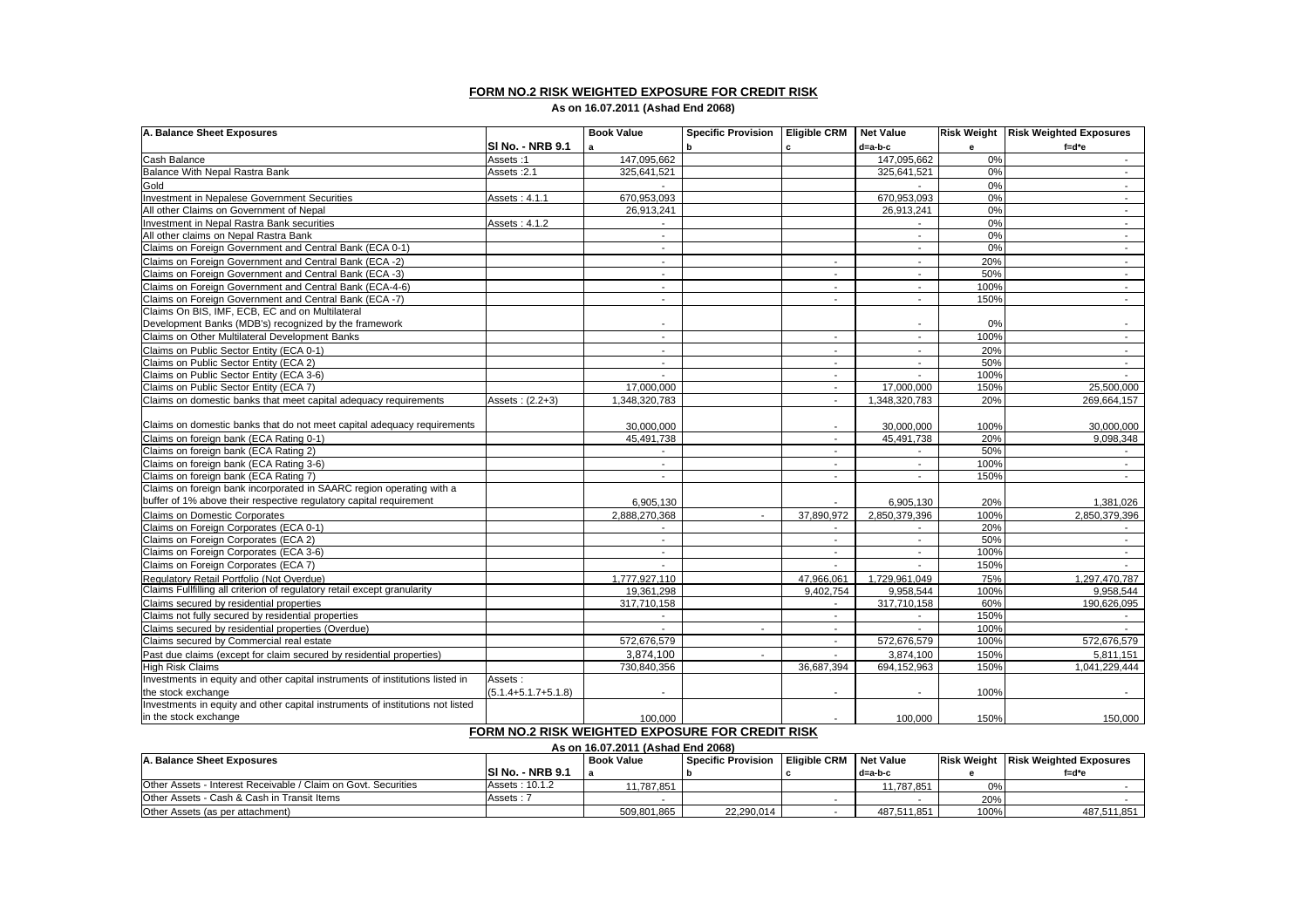## FORM NO.2 RISK WEIGHTED EXPOSURE FOR CREDIT RISK

**As on 16.07.2011 (Ashad End 2068)**

| A. Balance Sheet Exposures | | Book Value | Specific Provision | Eligible CRM | Net Value | Risk Weight | Risk Weighted Exposures |
|---|---|---|---|---|---|---|---|
| | SI No. - NRB 9.1 | a | b | c | d=a-b-c | e | f=d*e |
| Cash Balance | Assets :1 | 147,095,662 | | | 147,095,662 | 0% | - |
| Balance With Nepal Rastra Bank | Assets :2.1 | 325,641,521 | | | 325,641,521 | 0% | - |
| Gold | | - | | | - | 0% | - |
| Investment in Nepalese Government Securities | Assets : 4.1.1 | 670,953,093 | | | 670,953,093 | 0% | - |
| All other Claims on Government of Nepal | | 26,913,241 | | | 26,913,241 | 0% | - |
| Investment in Nepal Rastra Bank securities | Assets : 4.1.2 | - | | | - | 0% | - |
| All other claims on Nepal Rastra Bank | | - | | | - | 0% | - |
| Claims on Foreign Government and Central Bank (ECA 0-1) | | - | | | - | 0% | - |
| Claims on Foreign Government and Central Bank (ECA -2) | | - | | - | - | 20% | - |
| Claims on Foreign Government and Central Bank (ECA -3) | | - | | - | - | 50% | - |
| Claims on Foreign Government and Central Bank (ECA-4-6) | | - | | - | - | 100% | - |
| Claims on Foreign Government and Central Bank (ECA -7) | | - | | - | - | 150% | - |
| Claims On BIS, IMF, ECB, EC and on Multilateral Development Banks (MDB's) recognized by the framework | | - | | | - | 0% | - |
| Claims on Other Multilateral Development Banks | | - | | - | - | 100% | - |
| Claims on Public Sector Entity (ECA 0-1) | | - | | - | - | 20% | - |
| Claims on Public Sector Entity (ECA 2) | | - | | - | - | 50% | - |
| Claims on Public Sector Entity (ECA 3-6) | | - | | - | - | 100% | - |
| Claims on Public Sector Entity (ECA 7) | | 17,000,000 | | - | 17,000,000 | 150% | 25,500,000 |
| Claims on domestic banks that meet capital adequacy requirements | Assets : (2.2+3) | 1,348,320,783 | | - | 1,348,320,783 | 20% | 269,664,157 |
| Claims on domestic banks that do not meet capital adequacy requirements | | 30,000,000 | | - | 30,000,000 | 100% | 30,000,000 |
| Claims on foreign bank (ECA Rating 0-1) | | 45,491,738 | | - | 45,491,738 | 20% | 9,098,348 |
| Claims on foreign bank (ECA Rating 2) | | - | | - | - | 50% | - |
| Claims on foreign bank (ECA Rating 3-6) | | - | | - | - | 100% | - |
| Claims on foreign bank (ECA Rating 7) | | - | | - | - | 150% | - |
| Claims on foreign bank incorporated in SAARC region operating with a buffer of 1% above their respective regulatory capital requirement | | 6,905,130 | | - | 6,905,130 | 20% | 1,381,026 |
| Claims on Domestic Corporates | | 2,888,270,368 | - | 37,890,972 | 2,850,379,396 | 100% | 2,850,379,396 |
| Claims on Foreign Corporates (ECA 0-1) | | - | | - | - | 20% | - |
| Claims on Foreign Corporates (ECA 2) | | - | | - | - | 50% | - |
| Claims on Foreign Corporates (ECA 3-6) | | - | | - | - | 100% | - |
| Claims on Foreign Corporates (ECA 7) | | - | | - | - | 150% | - |
| Regulatory Retail Portfolio (Not Overdue) | | 1,777,927,110 | | 47,966,061 | 1,729,961,049 | 75% | 1,297,470,787 |
| Claims Fullfilling all criterion of regulatory retail except granularity | | 19,361,298 | | 9,402,754 | 9,958,544 | 100% | 9,958,544 |
| Claims secured by residential properties | | 317,710,158 | | - | 317,710,158 | 60% | 190,626,095 |
| Claims not fully secured by residential properties | | - | | - | - | 150% | - |
| Claims secured by residential properties (Overdue) | | - | - | - | - | 100% | - |
| Claims secured by Commercial real estate | | 572,676,579 | | - | 572,676,579 | 100% | 572,676,579 |
| Past due claims (except for claim secured by residential properties) | | 3,874,100 | - | - | 3,874,100 | 150% | 5,811,151 |
| High Risk Claims | | 730,840,356 | | 36,687,394 | 694,152,963 | 150% | 1,041,229,444 |
| Investments in equity and other capital instruments of institutions listed in the stock exchange | Assets : (5.1.4+5.1.7+5.1.8) | - | | - | - | 100% | - |
| Investments in equity and other capital instruments of institutions not listed in the stock exchange | | 100,000 | | - | 100,000 | 150% | 150,000 |
| Other Assets - Interest Receivable / Claim on Govt. Securities | Assets : 10.1.2 | 11,787,851 | | | 11,787,851 | 0% | - |
| Other Assets - Cash & Cash in Transit Items | Assets : 7 | - | | - | - | 20% | - |
| Other Assets (as per attachment) | | 509,801,865 | 22,290,014 | - | 487,511,851 | 100% | 487,511,851 |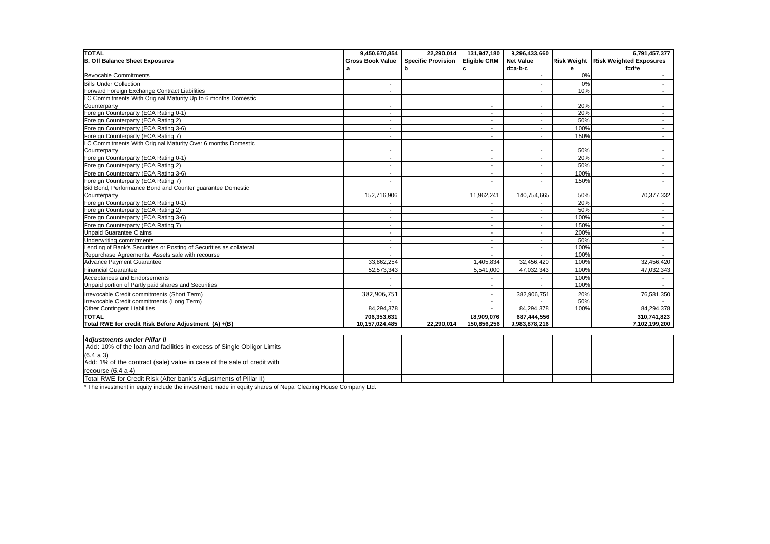| TOTAL | | 9,450,670,854 | 22,290,014 | 131,947,180 | 9,296,433,660 | | 6,791,457,377 |
|---|---|---|---|---|---|---|---|
| **B. Off Balance Sheet Exposures** | | **Gross Book Value** a | **Specific Provision** b | **Eligible CRM** c | **Net Value** d=a-b-c | **Risk Weight** e | **Risk Weighted Exposures** f=d*e |
| Revocable Commitments | | | | | - | 0% | - |
| Bills Under Collection | | - | | | - | 0% | - |
| Forward Foreign Exchange Contract Liabilities | | - | | | - | 10% | - |
| LC Commitments With Original Maturity Up to 6 months Domestic Counterparty | | - | | - | - | 20% | - |
| Foreign Counterparty (ECA Rating 0-1) | | - | | - | - | 20% | - |
| Foreign Counterparty (ECA Rating 2) | | - | | - | - | 50% | - |
| Foreign Counterparty (ECA Rating 3-6) | | - | | - | - | 100% | - |
| Foreign Counterparty (ECA Rating 7) | | - | | - | - | 150% | - |
| LC Commitments With Original Maturity Over 6 months Domestic Counterparty | | - | | - | - | 50% | - |
| Foreign Counterparty (ECA Rating 0-1) | | - | | - | - | 20% | - |
| Foreign Counterparty (ECA Rating 2) | | - | | - | - | 50% | - |
| Foreign Counterparty (ECA Rating 3-6) | | - | | - | - | 100% | - |
| Foreign Counterparty (ECA Rating 7) | | - | | - | - | 150% | - |
| Bid Bond, Performance Bond and Counter guarantee Domestic Counterparty | | 152,716,906 | | 11,962,241 | 140,754,665 | 50% | 70,377,332 |
| Foreign Counterparty (ECA Rating 0-1) | | - | | - | - | 20% | - |
| Foreign Counterparty (ECA Rating 2) | | - | | - | - | 50% | - |
| Foreign Counterparty (ECA Rating 3-6) | | - | | - | - | 100% | - |
| Foreign Counterparty (ECA Rating 7) | | - | | - | - | 150% | - |
| Unpaid Guarantee Claims | | - | | - | - | 200% | - |
| Underwriting commitments | | - | | - | - | 50% | - |
| Lending of Bank's Securities or Posting of Securities as collateral | | - | | - | - | 100% | - |
| Repurchase Agreements, Assets sale with recourse | | - | | - | - | 100% | - |
| Advance Payment Guarantee | | 33,862,254 | | 1,405,834 | 32,456,420 | 100% | 32,456,420 |
| Financial Guarantee | | 52,573,343 | | 5,541,000 | 47,032,343 | 100% | 47,032,343 |
| Acceptances and Endorsements | | - | | - | - | 100% | - |
| Unpaid portion of Partly paid shares and Securities | | - | | - | - | 100% | - |
| Irrevocable Credit commitments (Short Term) | | 382,906,751 | | - | 382,906,751 | 20% | 76,581,350 |
| Irrevocable Credit commitments (Long Term) | | - | | - | - | 50% | - |
| Other Contingent Liabilities | | 84,294,378 | | - | 84,294,378 | 100% | 84,294,378 |
| **TOTAL** | | **706,353,631** | | **18,909,076** | **687,444,556** | | **310,741,823** |
| **Total RWE for credit Risk Before Adjustment (A) +(B)** | | **10,157,024,485** | **22,290,014** | **150,856,256** | **9,983,878,216** | | **7,102,199,200** |

| ***Adjustments under Pillar II*** | | | | | | |
|---|---|---|---|---|---|---|
| Add: 10% of the loan and facilities in excess of Single Obligor Limits (6.4 a 3) | | | | | | |
| Add: 1% of the contract (sale) value in case of the sale of credit with recourse (6.4 a 4) | | | | | | |
| Total RWE for Credit Risk (After bank's Adjustments of Pillar II) | | | | | | |

* The investment in equity include the investment made in equity shares of Nepal Clearing House Company Ltd.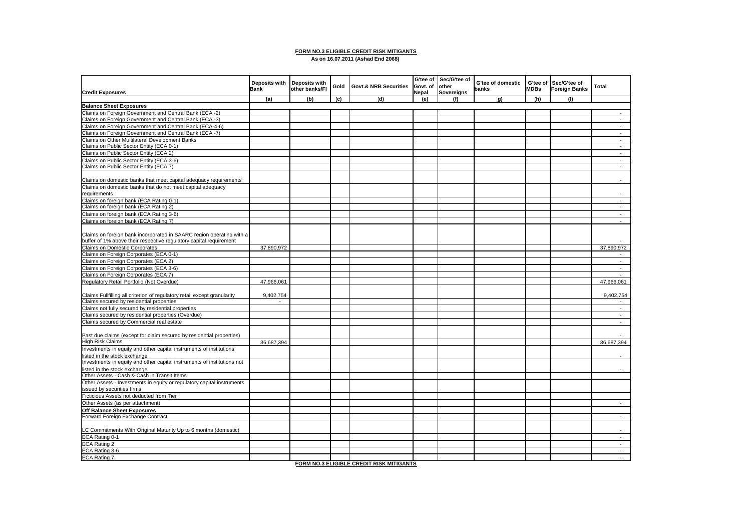**FORM NO.3 ELIGIBLE CREDIT RISK MITIGANTS**

**As on 16.07.2011 (Ashad End 2068)**

| Credit Exposures | Deposits with Bank | Deposits with other banks/FI | Gold | Govt.& NRB Securities | G'tee of Govt. of Nepal | Sec/G'tee of other Sovereigns | G'tee of domestic banks | G'tee of MDBs | Sec/G'tee of Foreign Banks | Total |
|---|---|---|---|---|---|---|---|---|---|---|
| | (a) | (b) | (c) | (d) | (e) | (f) | (g) | (h) | (i) | |
| **Balance Sheet Exposures** | | | | | | | | | | |
| Claims on Foreign Government and Central Bank (ECA -2) | | | | | | | | | | - |
| Claims on Foreign Government and Central Bank (ECA -3) | | | | | | | | | | - |
| Claims on Foreign Government and Central Bank (ECA-4-6) | | | | | | | | | | - |
| Claims on Foreign Government and Central Bank (ECA -7) | | | | | | | | | | - |
| Claims on Other Multilateral Development Banks | | | | | | | | | | - |
| Claims on Public Sector Entity (ECA 0-1) | | | | | | | | | | - |
| Claims on Public Sector Entity (ECA 2) | | | | | | | | | | - |
| Claims on Public Sector Entity (ECA 3-6) | | | | | | | | | | - |
| Claims on Public Sector Entity (ECA 7) | | | | | | | | | | - |
| Claims on domestic banks that meet capital adequacy requirements | | | | | | | | | | - |
| Claims on domestic banks that do not meet capital adequacy requirements | | | | | | | | | | - |
| Claims on foreign bank (ECA Rating 0-1) | | | | | | | | | | - |
| Claims on foreign bank (ECA Rating 2) | | | | | | | | | | - |
| Claims on foreign bank (ECA Rating 3-6) | | | | | | | | | | - |
| Claims on foreign bank (ECA Rating 7) | | | | | | | | | | - |
| Claims on foreign bank incorporated in SAARC region operating with a buffer of 1% above their respective regulatory capital requirement | | | | | | | | | | - |
| Claims on Domestic Corporates | 37,890,972 | | | | | | | | | 37,890,972 |
| Claims on Foreign Corporates (ECA 0-1) | | | | | | | | | | - |
| Claims on Foreign Corporates (ECA 2) | | | | | | | | | | - |
| Claims on Foreign Corporates (ECA 3-6) | | | | | | | | | | - |
| Claims on Foreign Corporates (ECA 7) | | | | | | | | | | - |
| Regulatory Retail Portfolio (Not Overdue) | 47,966,061 | | | | | | | | | 47,966,061 |
| Claims Fullfilling all criterion of regulatory retail except granularity | 9,402,754 | | | | | | | | | 9,402,754 |
| Claims secured by residential properties | - | | | | | | | | | - |
| Claims not fully secured by residential properties | | | | | | | | | | - |
| Claims secured by residential properties (Overdue) | | | | | | | | | | - |
| Claims secured by Commercial real estate | | | | | | | | | | - |
| Past due claims (except for claim secured by residential properties) | | | | | | | | | | - |
| High Risk Claims | 36,687,394 | | | | | | | | | 36,687,394 |
| Investments in equity and other capital instruments of institutions listed in the stock exchange | | | | | | | | | | - |
| Investments in equity and other capital instruments of institutions not listed in the stock exchange | | | | | | | | | | - |
| Other Assets - Cash & Cash in Transit Items | | | | | | | | | | |
| Other Assets - Investments in equity or regulatory capital instruments issued by securities firms | | | | | | | | | | |
| Ficticious Assets not deducted from Tier I | | | | | | | | | | |
| Other Assets (as per attachment) | | | | | | | | | | - |
| **Off Balance Sheet Exposures** | | | | | | | | | | |
| Forward Foreign Exchange Contract | | | | | | | | | | - |
| LC Commitments With Original Maturity Up to 6 months (domestic) | | | | | | | | | | - |
| ECA Rating 0-1 | | | | | | | | | | - |
| ECA Rating 2 | | | | | | | | | | - |
| ECA Rating 3-6 | | | | | | | | | | - |
| ECA Rating 7 | | | | | | | | | | - |

**FORM NO.3 ELIGIBLE CREDIT RISK MITIGANTS**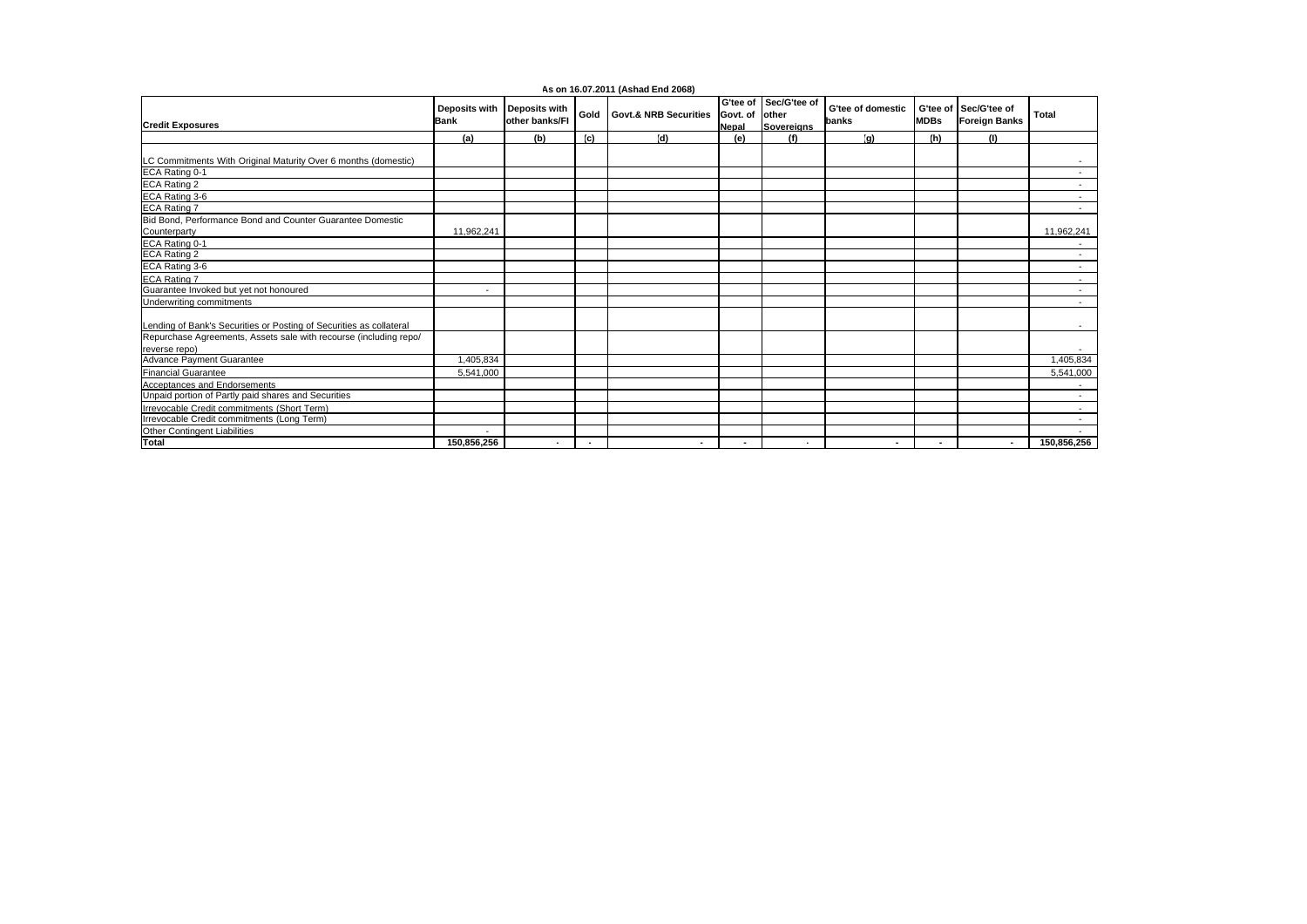As on 16.07.2011 (Ashad End 2068)

| Credit Exposures | Deposits with Bank | Deposits with other banks/FI | Gold | Govt.& NRB Securities | G'tee of Govt. of Nepal | Sec/G'tee of other Sovereigns | G'tee of domestic banks | G'tee of MDBs | Sec/G'tee of Foreign Banks | Total |
|---|---|---|---|---|---|---|---|---|---|---|
| | (a) | (b) | (c) | (d) | (e) | (f) | (g) | (h) | (i) | |
| LC Commitments With Original Maturity Over 6 months (domestic) | | | | | | | | | | - |
| ECA Rating 0-1 | | | | | | | | | | - |
| ECA Rating 2 | | | | | | | | | | - |
| ECA Rating 3-6 | | | | | | | | | | - |
| ECA Rating 7 | | | | | | | | | | - |
| Bid Bond, Performance Bond and Counter Guarantee Domestic Counterparty | 11,962,241 | | | | | | | | | 11,962,241 |
| ECA Rating 0-1 | | | | | | | | | | - |
| ECA Rating 2 | | | | | | | | | | - |
| ECA Rating 3-6 | | | | | | | | | | - |
| ECA Rating 7 | | | | | | | | | | - |
| Guarantee Invoked but yet not honoured | - | | | | | | | | | - |
| Underwriting commitments | | | | | | | | | | - |
| Lending of Bank's Securities or Posting of Securities as collateral | | | | | | | | | | - |
| Repurchase Agreements, Assets sale with recourse (including repo/ reverse repo) | | | | | | | | | | - |
| Advance Payment Guarantee | 1,405,834 | | | | | | | | | 1,405,834 |
| Financial Guarantee | 5,541,000 | | | | | | | | | 5,541,000 |
| Acceptances and Endorsements | | | | | | | | | | - |
| Unpaid portion of Partly paid shares and Securities | | | | | | | | | | - |
| Irrevocable Credit commitments (Short Term) | | | | | | | | | | - |
| Irrevocable Credit commitments (Long Term) | | | | | | | | | | - |
| Other Contingent Liabilities | - | | | | | | | | | - |
| **Total** | **150,856,256** | **-** | **-** | **-** | **-** | **-** | **-** | **-** | **-** | **150,856,256** |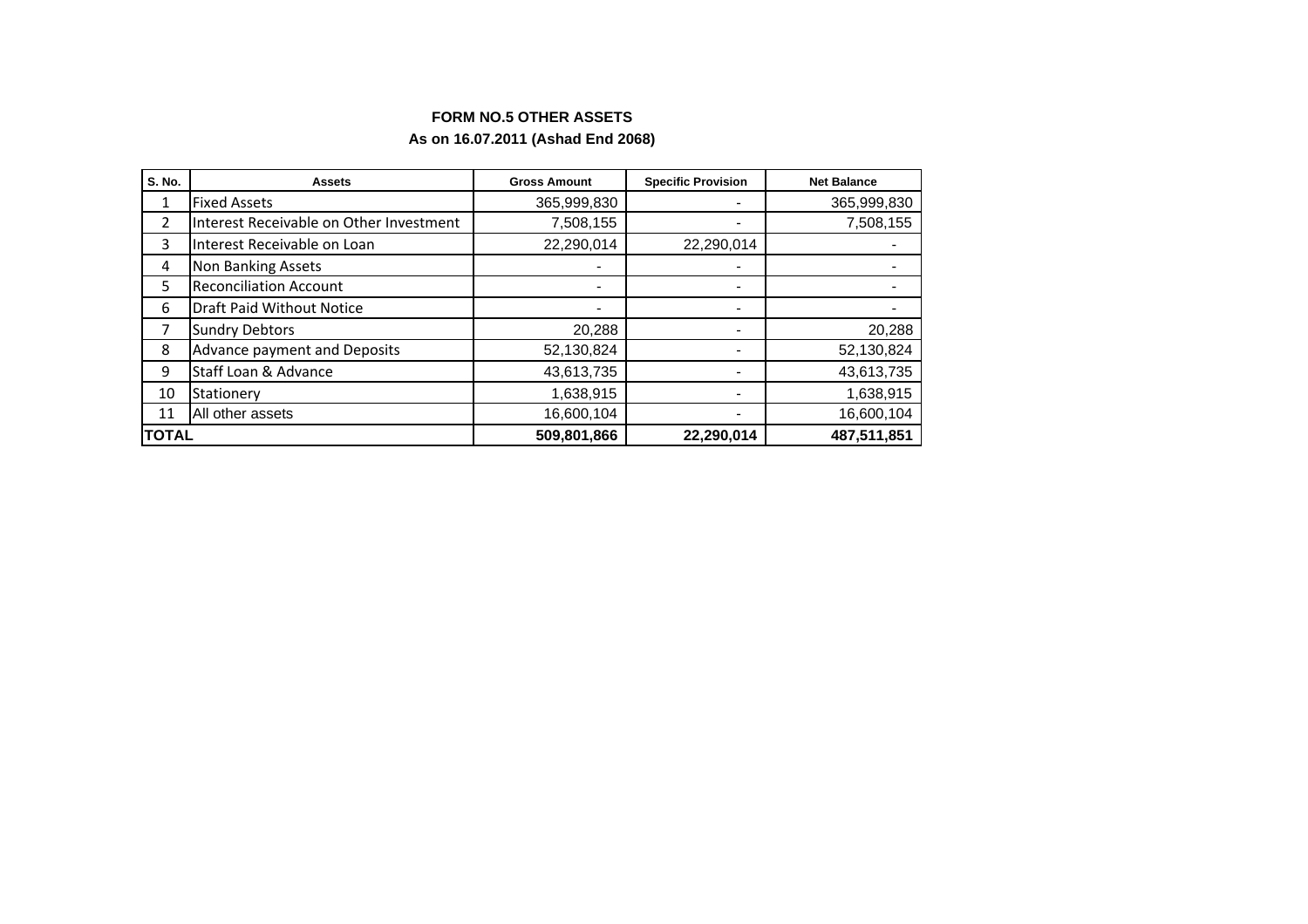## FORM NO.5 OTHER ASSETS

### As on 16.07.2011 (Ashad End 2068)

| S. No. | Assets | Gross Amount | Specific Provision | Net Balance |
|---|---|---|---|---|
| 1 | Fixed Assets | 365,999,830 | - | 365,999,830 |
| 2 | Interest Receivable on Other Investment | 7,508,155 | - | 7,508,155 |
| 3 | Interest Receivable on Loan | 22,290,014 | 22,290,014 | - |
| 4 | Non Banking Assets | - | - | - |
| 5 | Reconciliation Account | - | - | - |
| 6 | Draft Paid Without Notice | - | - | - |
| 7 | Sundry Debtors | 20,288 | - | 20,288 |
| 8 | Advance payment and Deposits | 52,130,824 | - | 52,130,824 |
| 9 | Staff Loan & Advance | 43,613,735 | - | 43,613,735 |
| 10 | Stationery | 1,638,915 | - | 1,638,915 |
| 11 | All other assets | 16,600,104 | - | 16,600,104 |
| **TOTAL** | | **509,801,866** | **22,290,014** | **487,511,851** |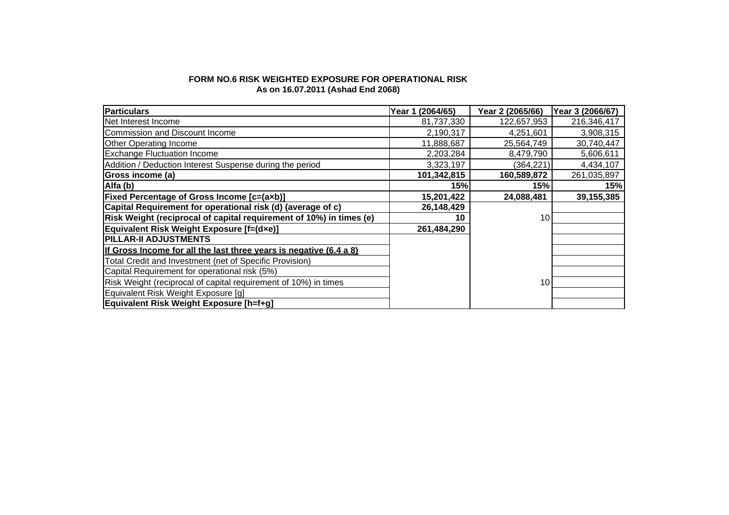**FORM NO.6 RISK WEIGHTED EXPOSURE FOR OPERATIONAL RISK**
**As on 16.07.2011 (Ashad End 2068)**

| Particulars | Year 1 (2064/65) | Year 2 (2065/66) | Year 3 (2066/67) |
|---|---|---|---|
| Net Interest Income | 81,737,330 | 122,657,953 | 216,346,417 |
| Commission and Discount Income | 2,190,317 | 4,251,601 | 3,908,315 |
| Other Operating Income | 11,888,687 | 25,564,749 | 30,740,447 |
| Exchange Fluctuation Income | 2,203,284 | 8,479,790 | 5,606,611 |
| Addition / Deduction Interest Suspense during the period | 3,323,197 | (364,221) | 4,434,107 |
| **Gross income (a)** | **101,342,815** | **160,589,872** | 261,035,897 |
| **Alfa (b)** | **15%** | **15%** | **15%** |
| **Fixed Percentage of Gross Income [c=(a×b)]** | **15,201,422** | **24,088,481** | **39,155,385** |
| **Capital Requirement for operational risk (d) (average of c)** | **26,148,429** | | |
| **Risk Weight (reciprocal of capital requirement of 10%) in times (e)** | **10** | 10 | |
| **Equivalent Risk Weight Exposure [f=(d×e)]** | **261,484,290** | | |
| **PILLAR-II ADJUSTMENTS** | | | |
| **If Gross Income for all the last three years is negative (6.4 a 8)** | | | |
| Total Credit and Investment (net of Specific Provision) | | | |
| Capital Requirement for operational risk (5%) | | | |
| Risk Weight (reciprocal of capital requirement of 10%) in times | | 10 | |
| Equivalent Risk Weight Exposure [g] | | | |
| **Equivalent Risk Weight Exposure [h=f+g]** | | | |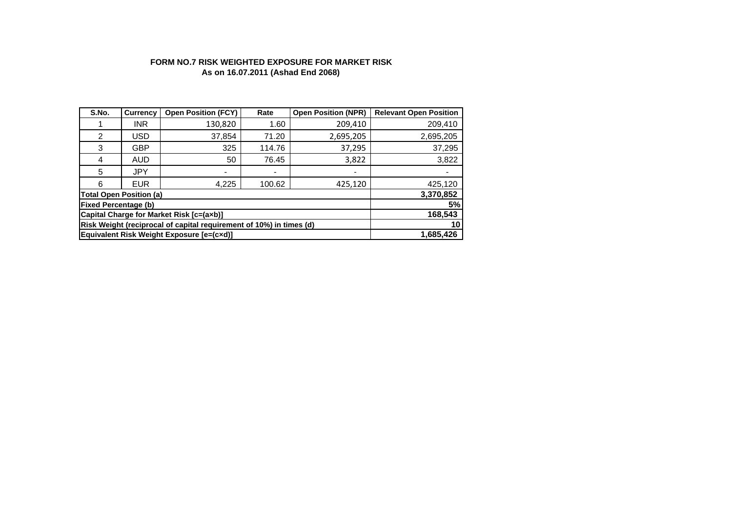**FORM NO.7 RISK WEIGHTED EXPOSURE FOR MARKET RISK**
**As on 16.07.2011 (Ashad End 2068)**

| S.No. | Currency | Open Position (FCY) | Rate | Open Position (NPR) | Relevant Open Position |
|---|---|---|---|---|---|
| 1 | INR | 130,820 | 1.60 | 209,410 | 209,410 |
| 2 | USD | 37,854 | 71.20 | 2,695,205 | 2,695,205 |
| 3 | GBP | 325 | 114.76 | 37,295 | 37,295 |
| 4 | AUD | 50 | 76.45 | 3,822 | 3,822 |
| 5 | JPY | - | - | - | - |
| 6 | EUR | 4,225 | 100.62 | 425,120 | 425,120 |
| **Total Open Position (a)** | | | | | **3,370,852** |
| **Fixed Percentage (b)** | | | | | **5%** |
| **Capital Charge for Market Risk [c=(a×b)]** | | | | | **168,543** |
| **Risk Weight (reciprocal of capital requirement of 10%) in times (d)** | | | | | **10** |
| **Equivalent Risk Weight Exposure [e=(c×d)]** | | | | | **1,685,426** |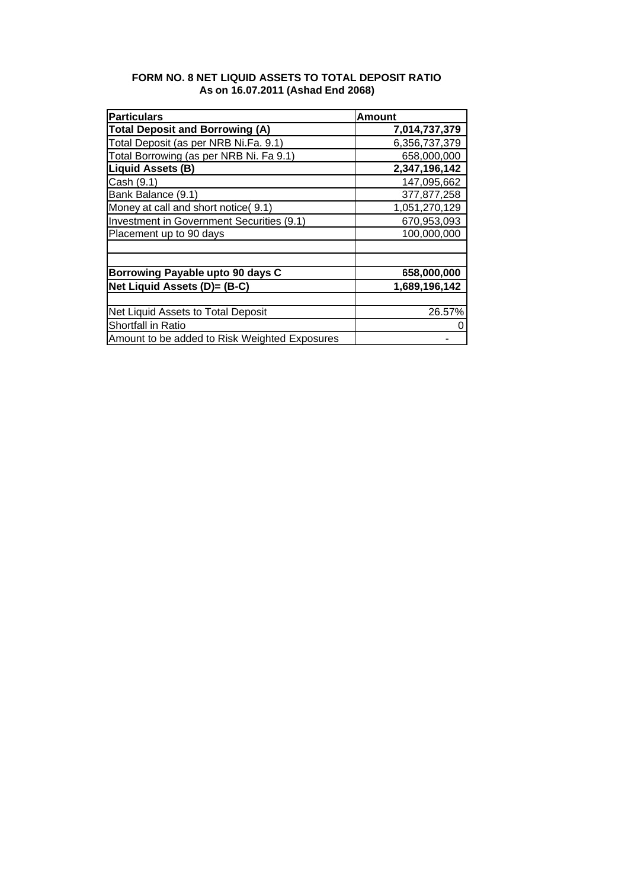**FORM NO. 8 NET LIQUID ASSETS TO TOTAL DEPOSIT RATIO**
**As on 16.07.2011 (Ashad End 2068)**

| Particulars | Amount |
|---|---|
| **Total Deposit and Borrowing (A)** | **7,014,737,379** |
| Total Deposit (as per NRB Ni.Fa. 9.1) | 6,356,737,379 |
| Total Borrowing (as per NRB Ni. Fa 9.1) | 658,000,000 |
| **Liquid Assets (B)** | **2,347,196,142** |
| Cash (9.1) | 147,095,662 |
| Bank Balance (9.1) | 377,877,258 |
| Money at call and short notice( 9.1) | 1,051,270,129 |
| Investment in Government Securities (9.1) | 670,953,093 |
| Placement up to 90 days | 100,000,000 |
| | |
| | |
| **Borrowing Payable upto 90 days C** | **658,000,000** |
| **Net Liquid Assets (D)= (B-C)** | **1,689,196,142** |
| | |
| Net Liquid Assets to Total Deposit | 26.57% |
| Shortfall in Ratio | 0 |
| Amount to be added to Risk Weighted Exposures | - |